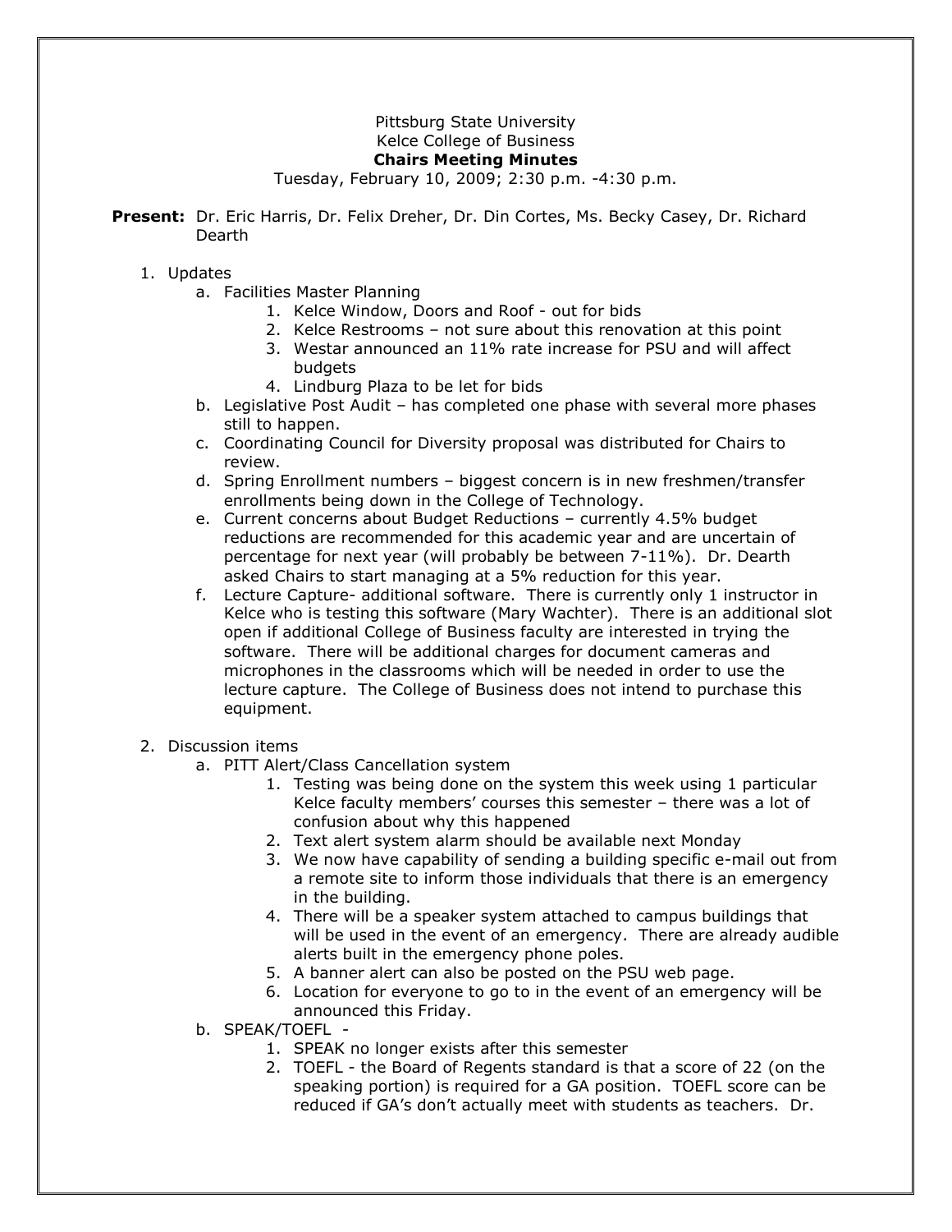Pittsburg State University
Kelce College of Business
**Chairs Meeting Minutes**
Tuesday, February 10, 2009; 2:30 p.m. -4:30 p.m.

**Present:** Dr. Eric Harris, Dr. Felix Dreher, Dr. Din Cortes, Ms. Becky Casey, Dr. Richard Dearth

1. Updates
   a. Facilities Master Planning
      1. Kelce Window, Doors and Roof - out for bids
      2. Kelce Restrooms – not sure about this renovation at this point
      3. Westar announced an 11% rate increase for PSU and will affect budgets
      4. Lindburg Plaza to be let for bids
   
   b. Legislative Post Audit – has completed one phase with several more phases still to happen.
   
   c. Coordinating Council for Diversity proposal was distributed for Chairs to review.
   
   d. Spring Enrollment numbers – biggest concern is in new freshmen/transfer enrollments being down in the College of Technology.
   
   e. Current concerns about Budget Reductions – currently 4.5% budget reductions are recommended for this academic year and are uncertain of percentage for next year (will probably be between 7-11%). Dr. Dearth asked Chairs to start managing at a 5% reduction for this year.
   
   f. Lecture Capture- additional software. There is currently only 1 instructor in Kelce who is testing this software (Mary Wachter). There is an additional slot open if additional College of Business faculty are interested in trying the software. There will be additional charges for document cameras and microphones in the classrooms which will be needed in order to use the lecture capture. The College of Business does not intend to purchase this equipment.

2. Discussion items
   a. PITT Alert/Class Cancellation system
      1. Testing was being done on the system this week using 1 particular Kelce faculty members' courses this semester – there was a lot of confusion about why this happened
      2. Text alert system alarm should be available next Monday
      3. We now have capability of sending a building specific e-mail out from a remote site to inform those individuals that there is an emergency in the building.
      4. There will be a speaker system attached to campus buildings that will be used in the event of an emergency. There are already audible alerts built in the emergency phone poles.
      5. A banner alert can also be posted on the PSU web page.
      6. Location for everyone to go to in the event of an emergency will be announced this Friday.
   
   b. SPEAK/TOEFL -
      1. SPEAK no longer exists after this semester
      2. TOEFL - the Board of Regents standard is that a score of 22 (on the speaking portion) is required for a GA position. TOEFL score can be reduced if GA's don't actually meet with students as teachers. Dr.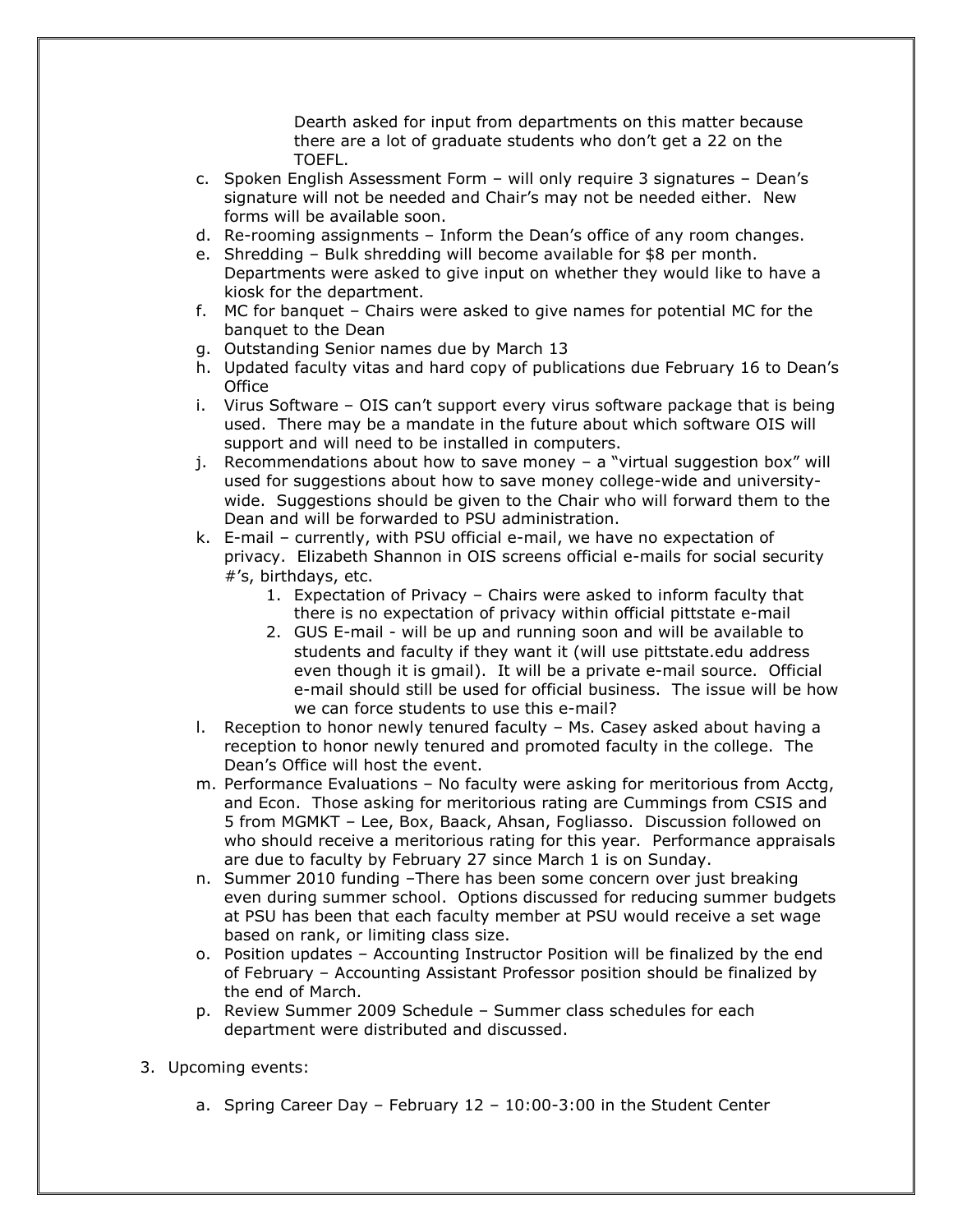Dearth asked for input from departments on this matter because there are a lot of graduate students who don't get a 22 on the TOEFL.

c. Spoken English Assessment Form – will only require 3 signatures – Dean's signature will not be needed and Chair's may not be needed either. New forms will be available soon.
d. Re-rooming assignments – Inform the Dean's office of any room changes.
e. Shredding – Bulk shredding will become available for $8 per month. Departments were asked to give input on whether they would like to have a kiosk for the department.
f. MC for banquet – Chairs were asked to give names for potential MC for the banquet to the Dean
g. Outstanding Senior names due by March 13
h. Updated faculty vitas and hard copy of publications due February 16 to Dean's Office
i. Virus Software – OIS can't support every virus software package that is being used. There may be a mandate in the future about which software OIS will support and will need to be installed in computers.
j. Recommendations about how to save money – a "virtual suggestion box" will used for suggestions about how to save money college-wide and university-wide. Suggestions should be given to the Chair who will forward them to the Dean and will be forwarded to PSU administration.
k. E-mail – currently, with PSU official e-mail, we have no expectation of privacy. Elizabeth Shannon in OIS screens official e-mails for social security #'s, birthdays, etc.
    1. Expectation of Privacy – Chairs were asked to inform faculty that there is no expectation of privacy within official pittstate e-mail
    2. GUS E-mail - will be up and running soon and will be available to students and faculty if they want it (will use pittstate.edu address even though it is gmail). It will be a private e-mail source. Official e-mail should still be used for official business. The issue will be how we can force students to use this e-mail?
l. Reception to honor newly tenured faculty – Ms. Casey asked about having a reception to honor newly tenured and promoted faculty in the college. The Dean's Office will host the event.
m. Performance Evaluations – No faculty were asking for meritorious from Acctg, and Econ. Those asking for meritorious rating are Cummings from CSIS and 5 from MGMKT – Lee, Box, Baack, Ahsan, Fogliasso. Discussion followed on who should receive a meritorious rating for this year. Performance appraisals are due to faculty by February 27 since March 1 is on Sunday.
n. Summer 2010 funding –There has been some concern over just breaking even during summer school. Options discussed for reducing summer budgets at PSU has been that each faculty member at PSU would receive a set wage based on rank, or limiting class size.
o. Position updates – Accounting Instructor Position will be finalized by the end of February – Accounting Assistant Professor position should be finalized by the end of March.
p. Review Summer 2009 Schedule – Summer class schedules for each department were distributed and discussed.

3. Upcoming events:

    a. Spring Career Day – February 12 – 10:00-3:00 in the Student Center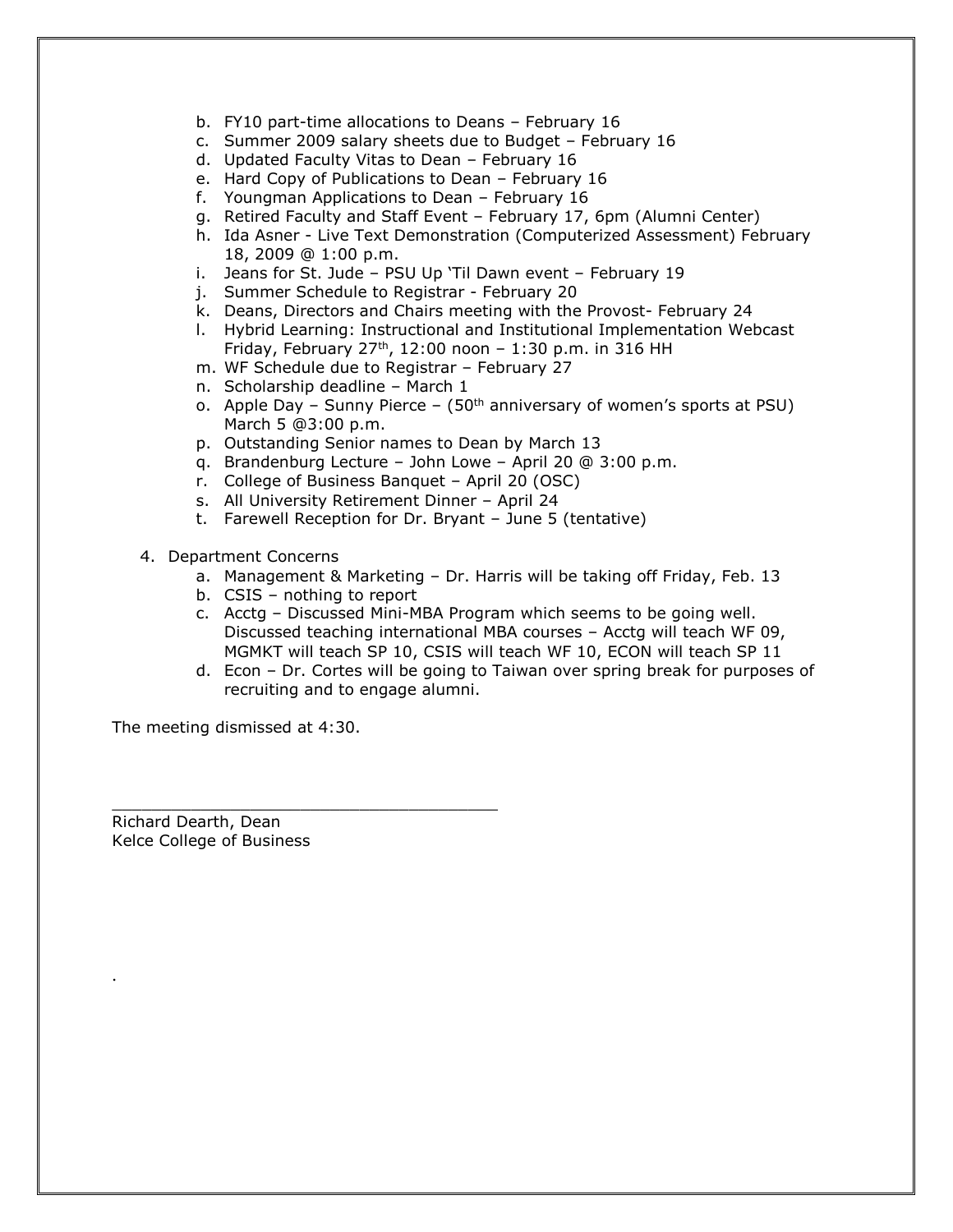b. FY10 part-time allocations to Deans – February 16
c. Summer 2009 salary sheets due to Budget – February 16
d. Updated Faculty Vitas to Dean – February 16
e. Hard Copy of Publications to Dean – February 16
f. Youngman Applications to Dean – February 16
g. Retired Faculty and Staff Event – February 17, 6pm (Alumni Center)
h. Ida Asner - Live Text Demonstration (Computerized Assessment) February 18, 2009 @ 1:00 p.m.
i. Jeans for St. Jude – PSU Up 'Til Dawn event – February 19
j. Summer Schedule to Registrar - February 20
k. Deans, Directors and Chairs meeting with the Provost- February 24
l. Hybrid Learning: Instructional and Institutional Implementation Webcast Friday, February 27th, 12:00 noon – 1:30 p.m. in 316 HH
m. WF Schedule due to Registrar – February 27
n. Scholarship deadline – March 1
o. Apple Day – Sunny Pierce – (50th anniversary of women's sports at PSU) March 5 @3:00 p.m.
p. Outstanding Senior names to Dean by March 13
q. Brandenburg Lecture – John Lowe – April 20 @ 3:00 p.m.
r. College of Business Banquet – April 20 (OSC)
s. All University Retirement Dinner – April 24
t. Farewell Reception for Dr. Bryant – June 5 (tentative)

4. Department Concerns
   a. Management & Marketing – Dr. Harris will be taking off Friday, Feb. 13
   b. CSIS – nothing to report
   c. Acctg – Discussed Mini-MBA Program which seems to be going well. Discussed teaching international MBA courses – Acctg will teach WF 09, MGMKT will teach SP 10, CSIS will teach WF 10, ECON will teach SP 11
   d. Econ – Dr. Cortes will be going to Taiwan over spring break for purposes of recruiting and to engage alumni.

The meeting dismissed at 4:30.

\_\_\_\_\_\_\_\_\_\_\_\_\_\_\_\_\_\_\_\_\_\_\_\_\_\_\_\_\_\_\_\_\_\_\_\_\_\_\_\_

Richard Dearth, Dean
Kelce College of Business

.